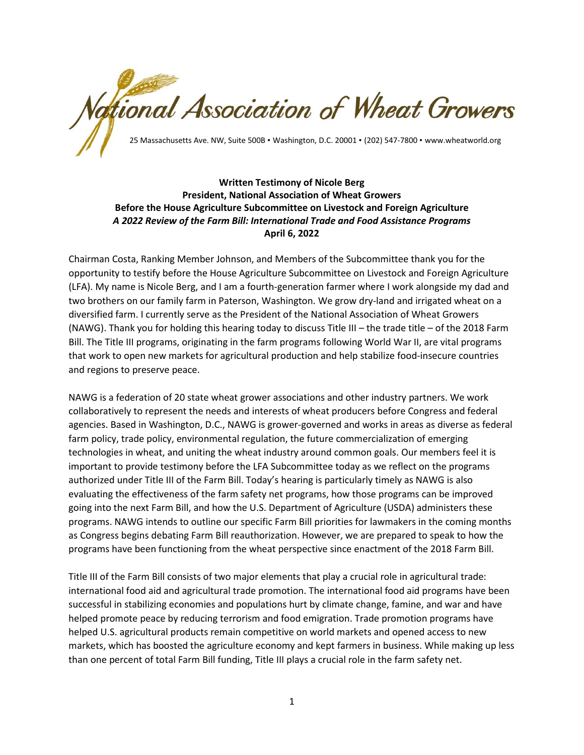# National Association of Wheat Growers

25 Massachusetts Ave. NW, Suite 500B • Washington, D.C. 20001 • (202) 547-7800 • www.wheatworld.org

**Written Testimony of Nicole Berg**
**President, National Association of Wheat Growers**
**Before the House Agriculture Subcommittee on Livestock and Foreign Agriculture**
***A 2022 Review of the Farm Bill: International Trade and Food Assistance Programs***
**April 6, 2022**

Chairman Costa, Ranking Member Johnson, and Members of the Subcommittee thank you for the opportunity to testify before the House Agriculture Subcommittee on Livestock and Foreign Agriculture (LFA). My name is Nicole Berg, and I am a fourth-generation farmer where I work alongside my dad and two brothers on our family farm in Paterson, Washington. We grow dry-land and irrigated wheat on a diversified farm. I currently serve as the President of the National Association of Wheat Growers (NAWG). Thank you for holding this hearing today to discuss Title III – the trade title – of the 2018 Farm Bill. The Title III programs, originating in the farm programs following World War II, are vital programs that work to open new markets for agricultural production and help stabilize food-insecure countries and regions to preserve peace.

NAWG is a federation of 20 state wheat grower associations and other industry partners. We work collaboratively to represent the needs and interests of wheat producers before Congress and federal agencies. Based in Washington, D.C., NAWG is grower-governed and works in areas as diverse as federal farm policy, trade policy, environmental regulation, the future commercialization of emerging technologies in wheat, and uniting the wheat industry around common goals. Our members feel it is important to provide testimony before the LFA Subcommittee today as we reflect on the programs authorized under Title III of the Farm Bill. Today's hearing is particularly timely as NAWG is also evaluating the effectiveness of the farm safety net programs, how those programs can be improved going into the next Farm Bill, and how the U.S. Department of Agriculture (USDA) administers these programs. NAWG intends to outline our specific Farm Bill priorities for lawmakers in the coming months as Congress begins debating Farm Bill reauthorization. However, we are prepared to speak to how the programs have been functioning from the wheat perspective since enactment of the 2018 Farm Bill.

Title III of the Farm Bill consists of two major elements that play a crucial role in agricultural trade: international food aid and agricultural trade promotion. The international food aid programs have been successful in stabilizing economies and populations hurt by climate change, famine, and war and have helped promote peace by reducing terrorism and food emigration. Trade promotion programs have helped U.S. agricultural products remain competitive on world markets and opened access to new markets, which has boosted the agriculture economy and kept farmers in business. While making up less than one percent of total Farm Bill funding, Title III plays a crucial role in the farm safety net.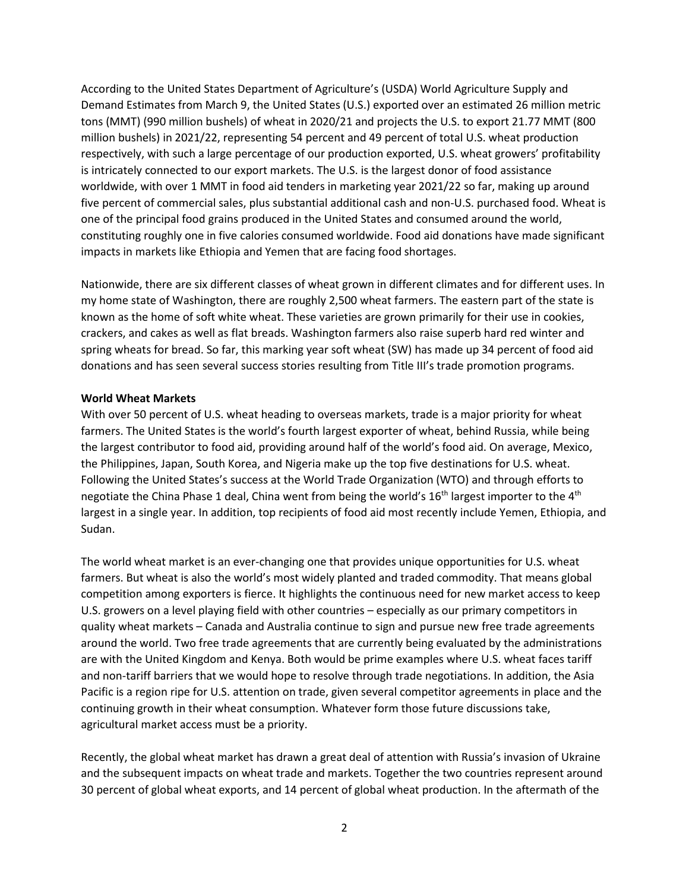According to the United States Department of Agriculture's (USDA) World Agriculture Supply and Demand Estimates from March 9, the United States (U.S.) exported over an estimated 26 million metric tons (MMT) (990 million bushels) of wheat in 2020/21 and projects the U.S. to export 21.77 MMT (800 million bushels) in 2021/22, representing 54 percent and 49 percent of total U.S. wheat production respectively, with such a large percentage of our production exported, U.S. wheat growers' profitability is intricately connected to our export markets. The U.S. is the largest donor of food assistance worldwide, with over 1 MMT in food aid tenders in marketing year 2021/22 so far, making up around five percent of commercial sales, plus substantial additional cash and non-U.S. purchased food. Wheat is one of the principal food grains produced in the United States and consumed around the world, constituting roughly one in five calories consumed worldwide. Food aid donations have made significant impacts in markets like Ethiopia and Yemen that are facing food shortages.

Nationwide, there are six different classes of wheat grown in different climates and for different uses. In my home state of Washington, there are roughly 2,500 wheat farmers. The eastern part of the state is known as the home of soft white wheat. These varieties are grown primarily for their use in cookies, crackers, and cakes as well as flat breads. Washington farmers also raise superb hard red winter and spring wheats for bread. So far, this marking year soft wheat (SW) has made up 34 percent of food aid donations and has seen several success stories resulting from Title III's trade promotion programs.

**World Wheat Markets**

With over 50 percent of U.S. wheat heading to overseas markets, trade is a major priority for wheat farmers. The United States is the world's fourth largest exporter of wheat, behind Russia, while being the largest contributor to food aid, providing around half of the world's food aid. On average, Mexico, the Philippines, Japan, South Korea, and Nigeria make up the top five destinations for U.S. wheat. Following the United States's success at the World Trade Organization (WTO) and through efforts to negotiate the China Phase 1 deal, China went from being the world's 16th largest importer to the 4th largest in a single year. In addition, top recipients of food aid most recently include Yemen, Ethiopia, and Sudan.

The world wheat market is an ever-changing one that provides unique opportunities for U.S. wheat farmers. But wheat is also the world's most widely planted and traded commodity. That means global competition among exporters is fierce. It highlights the continuous need for new market access to keep U.S. growers on a level playing field with other countries – especially as our primary competitors in quality wheat markets – Canada and Australia continue to sign and pursue new free trade agreements around the world. Two free trade agreements that are currently being evaluated by the administrations are with the United Kingdom and Kenya. Both would be prime examples where U.S. wheat faces tariff and non-tariff barriers that we would hope to resolve through trade negotiations. In addition, the Asia Pacific is a region ripe for U.S. attention on trade, given several competitor agreements in place and the continuing growth in their wheat consumption. Whatever form those future discussions take, agricultural market access must be a priority.

Recently, the global wheat market has drawn a great deal of attention with Russia's invasion of Ukraine and the subsequent impacts on wheat trade and markets. Together the two countries represent around 30 percent of global wheat exports, and 14 percent of global wheat production. In the aftermath of the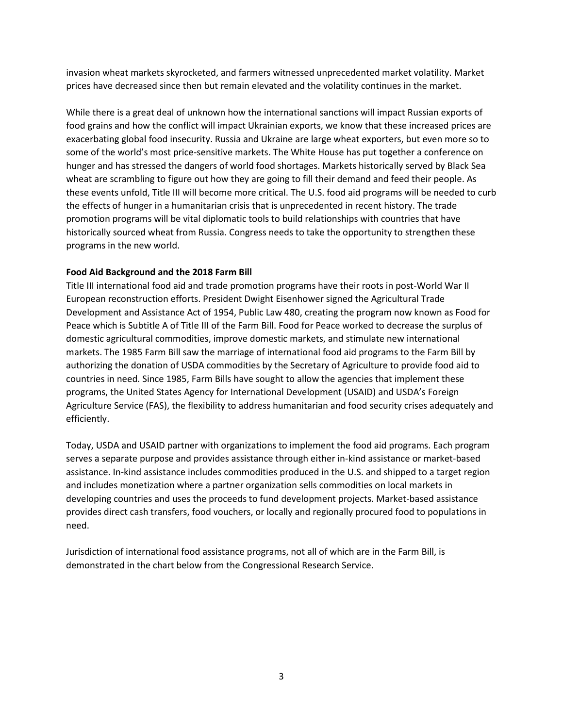invasion wheat markets skyrocketed, and farmers witnessed unprecedented market volatility. Market prices have decreased since then but remain elevated and the volatility continues in the market.

While there is a great deal of unknown how the international sanctions will impact Russian exports of food grains and how the conflict will impact Ukrainian exports, we know that these increased prices are exacerbating global food insecurity. Russia and Ukraine are large wheat exporters, but even more so to some of the world's most price-sensitive markets. The White House has put together a conference on hunger and has stressed the dangers of world food shortages. Markets historically served by Black Sea wheat are scrambling to figure out how they are going to fill their demand and feed their people. As these events unfold, Title III will become more critical. The U.S. food aid programs will be needed to curb the effects of hunger in a humanitarian crisis that is unprecedented in recent history. The trade promotion programs will be vital diplomatic tools to build relationships with countries that have historically sourced wheat from Russia. Congress needs to take the opportunity to strengthen these programs in the new world.

**Food Aid Background and the 2018 Farm Bill**

Title III international food aid and trade promotion programs have their roots in post-World War II European reconstruction efforts. President Dwight Eisenhower signed the Agricultural Trade Development and Assistance Act of 1954, Public Law 480, creating the program now known as Food for Peace which is Subtitle A of Title III of the Farm Bill. Food for Peace worked to decrease the surplus of domestic agricultural commodities, improve domestic markets, and stimulate new international markets. The 1985 Farm Bill saw the marriage of international food aid programs to the Farm Bill by authorizing the donation of USDA commodities by the Secretary of Agriculture to provide food aid to countries in need. Since 1985, Farm Bills have sought to allow the agencies that implement these programs, the United States Agency for International Development (USAID) and USDA's Foreign Agriculture Service (FAS), the flexibility to address humanitarian and food security crises adequately and efficiently.

Today, USDA and USAID partner with organizations to implement the food aid programs. Each program serves a separate purpose and provides assistance through either in-kind assistance or market-based assistance. In-kind assistance includes commodities produced in the U.S. and shipped to a target region and includes monetization where a partner organization sells commodities on local markets in developing countries and uses the proceeds to fund development projects. Market-based assistance provides direct cash transfers, food vouchers, or locally and regionally procured food to populations in need.

Jurisdiction of international food assistance programs, not all of which are in the Farm Bill, is demonstrated in the chart below from the Congressional Research Service.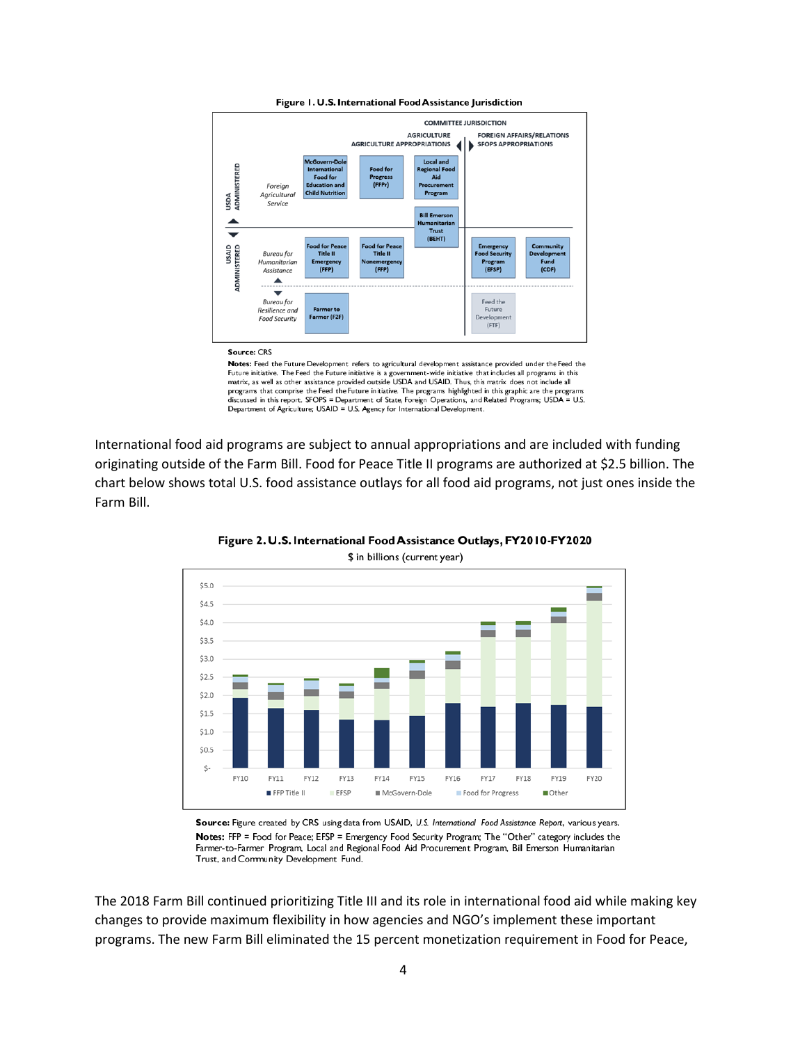**Figure 1. U.S. International Food Assistance Jurisdiction**

**Source:** CRS

**Notes:** Feed the Future Development refers to agricultural development assistance provided under the Feed the Future initiative. The Feed the Future initiative is a government-wide initiative that includes all programs in this matrix, as well as other assistance provided outside USDA and USAID. Thus, this matrix does not include all programs that comprise the Feed the Future initiative. The programs highlighted in this graphic are the programs discussed in this report. SFOPS = Department of State, Foreign Operations, and Related Programs; USDA = U.S. Department of Agriculture; USAID = U.S. Agency for International Development.

International food aid programs are subject to annual appropriations and are included with funding originating outside of the Farm Bill. Food for Peace Title II programs are authorized at $2.5 billion. The chart below shows total U.S. food assistance outlays for all food aid programs, not just ones inside the Farm Bill.

**Figure 2. U.S. International Food Assistance Outlays, FY2010-FY2020**

$ in billions (current year)

**Source:** Figure created by CRS using data from USAID, *U.S. International Food Assistance Report*, various years.

**Notes:** FFP = Food for Peace; EFSP = Emergency Food Security Program; The "Other" category includes the Farmer-to-Farmer Program, Local and Regional Food Aid Procurement Program, Bill Emerson Humanitarian Trust, and Community Development Fund.

The 2018 Farm Bill continued prioritizing Title III and its role in international food aid while making key changes to provide maximum flexibility in how agencies and NGO's implement these important programs. The new Farm Bill eliminated the 15 percent monetization requirement in Food for Peace,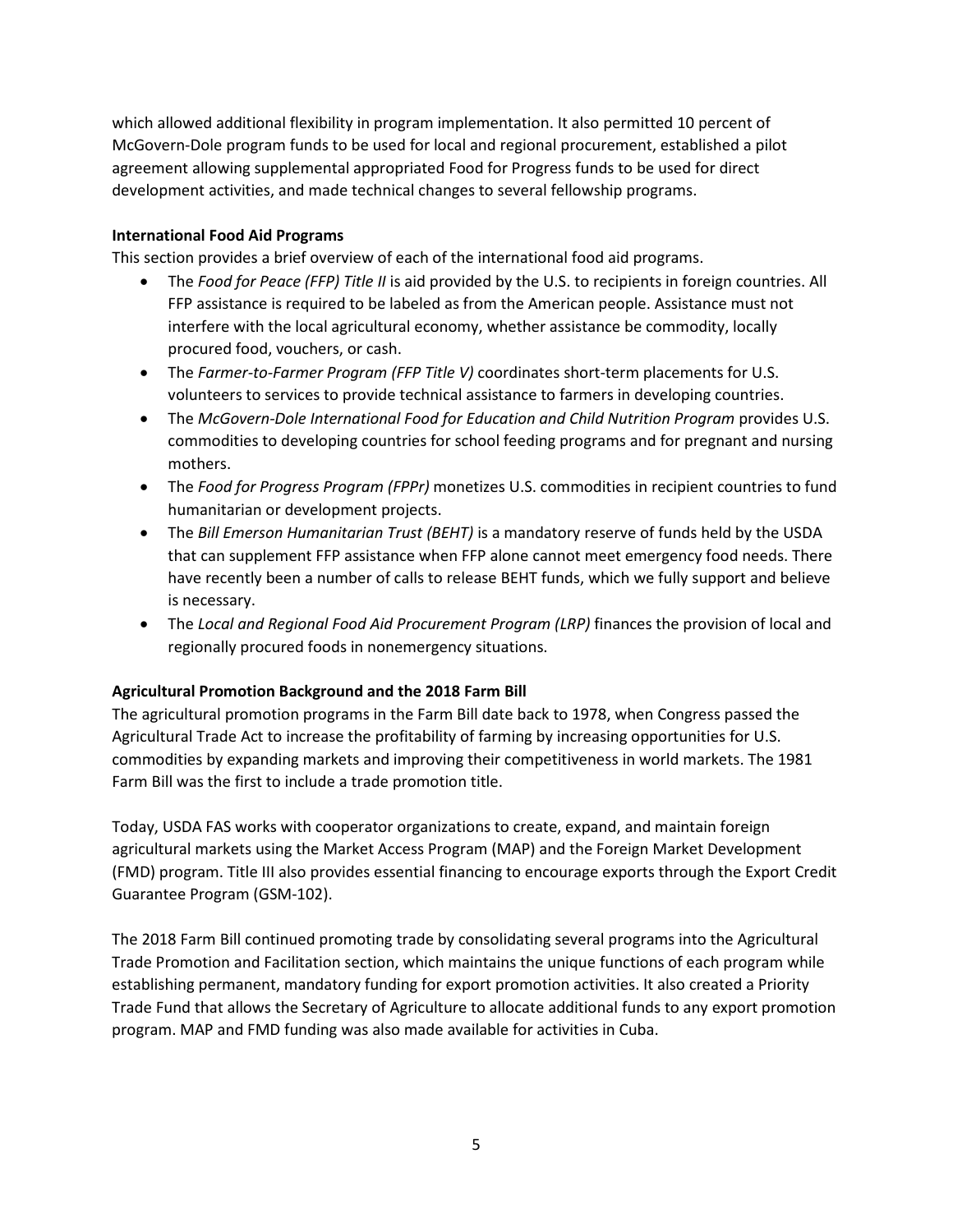which allowed additional flexibility in program implementation. It also permitted 10 percent of McGovern-Dole program funds to be used for local and regional procurement, established a pilot agreement allowing supplemental appropriated Food for Progress funds to be used for direct development activities, and made technical changes to several fellowship programs.

**International Food Aid Programs**

This section provides a brief overview of each of the international food aid programs.

- The *Food for Peace (FFP) Title II* is aid provided by the U.S. to recipients in foreign countries. All FFP assistance is required to be labeled as from the American people. Assistance must not interfere with the local agricultural economy, whether assistance be commodity, locally procured food, vouchers, or cash.
- The *Farmer-to-Farmer Program (FFP Title V)* coordinates short-term placements for U.S. volunteers to services to provide technical assistance to farmers in developing countries.
- The *McGovern-Dole International Food for Education and Child Nutrition Program* provides U.S. commodities to developing countries for school feeding programs and for pregnant and nursing mothers.
- The *Food for Progress Program (FPPr)* monetizes U.S. commodities in recipient countries to fund humanitarian or development projects.
- The *Bill Emerson Humanitarian Trust (BEHT)* is a mandatory reserve of funds held by the USDA that can supplement FFP assistance when FFP alone cannot meet emergency food needs. There have recently been a number of calls to release BEHT funds, which we fully support and believe is necessary.
- The *Local and Regional Food Aid Procurement Program (LRP)* finances the provision of local and regionally procured foods in nonemergency situations.

**Agricultural Promotion Background and the 2018 Farm Bill**

The agricultural promotion programs in the Farm Bill date back to 1978, when Congress passed the Agricultural Trade Act to increase the profitability of farming by increasing opportunities for U.S. commodities by expanding markets and improving their competitiveness in world markets. The 1981 Farm Bill was the first to include a trade promotion title.

Today, USDA FAS works with cooperator organizations to create, expand, and maintain foreign agricultural markets using the Market Access Program (MAP) and the Foreign Market Development (FMD) program. Title III also provides essential financing to encourage exports through the Export Credit Guarantee Program (GSM-102).

The 2018 Farm Bill continued promoting trade by consolidating several programs into the Agricultural Trade Promotion and Facilitation section, which maintains the unique functions of each program while establishing permanent, mandatory funding for export promotion activities. It also created a Priority Trade Fund that allows the Secretary of Agriculture to allocate additional funds to any export promotion program. MAP and FMD funding was also made available for activities in Cuba.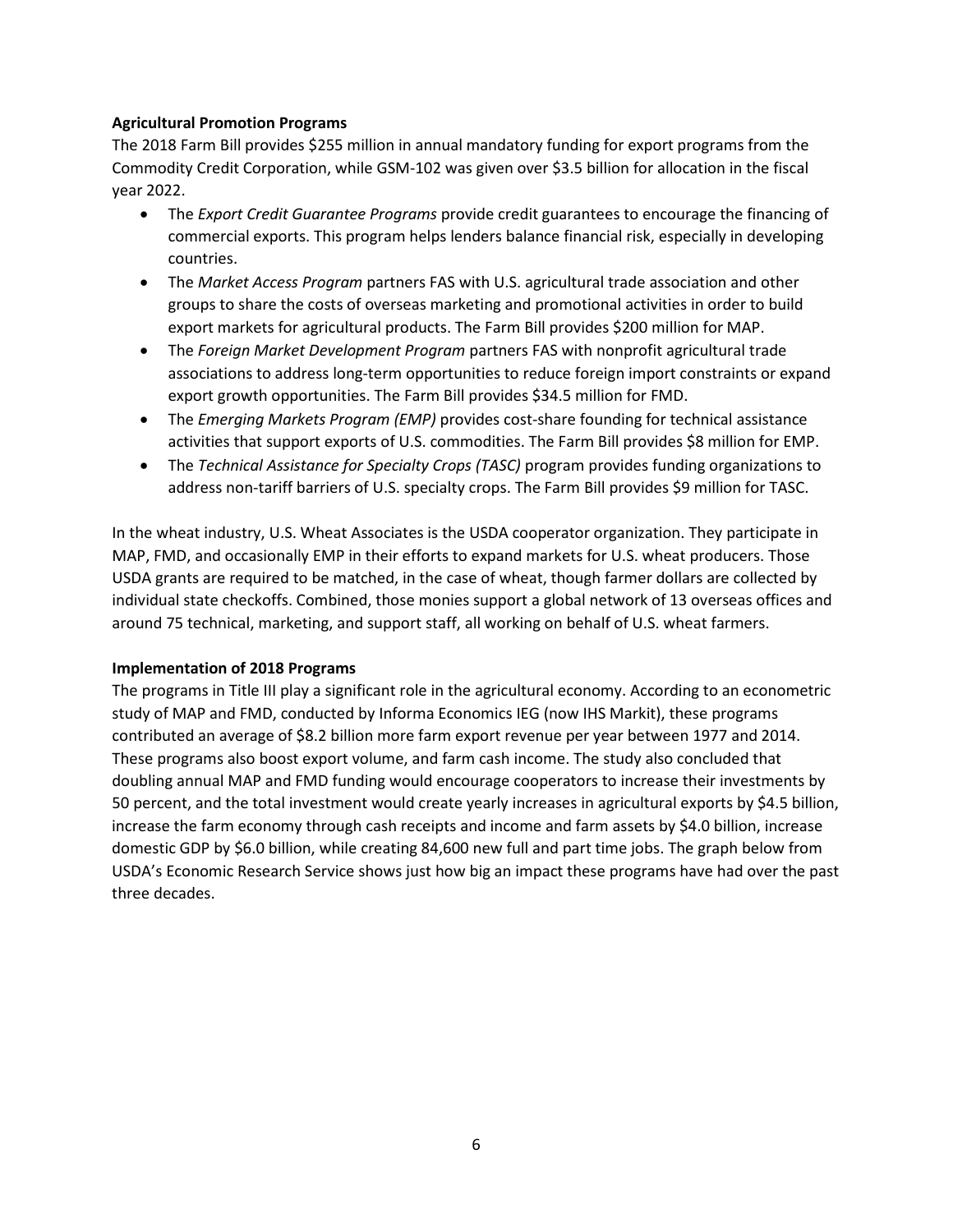**Agricultural Promotion Programs**

The 2018 Farm Bill provides $255 million in annual mandatory funding for export programs from the Commodity Credit Corporation, while GSM-102 was given over $3.5 billion for allocation in the fiscal year 2022.

- The *Export Credit Guarantee Programs* provide credit guarantees to encourage the financing of commercial exports. This program helps lenders balance financial risk, especially in developing countries.
- The *Market Access Program* partners FAS with U.S. agricultural trade association and other groups to share the costs of overseas marketing and promotional activities in order to build export markets for agricultural products. The Farm Bill provides $200 million for MAP.
- The *Foreign Market Development Program* partners FAS with nonprofit agricultural trade associations to address long-term opportunities to reduce foreign import constraints or expand export growth opportunities. The Farm Bill provides $34.5 million for FMD.
- The *Emerging Markets Program (EMP)* provides cost-share founding for technical assistance activities that support exports of U.S. commodities. The Farm Bill provides $8 million for EMP.
- The *Technical Assistance for Specialty Crops (TASC)* program provides funding organizations to address non-tariff barriers of U.S. specialty crops. The Farm Bill provides $9 million for TASC.

In the wheat industry, U.S. Wheat Associates is the USDA cooperator organization. They participate in MAP, FMD, and occasionally EMP in their efforts to expand markets for U.S. wheat producers. Those USDA grants are required to be matched, in the case of wheat, though farmer dollars are collected by individual state checkoffs. Combined, those monies support a global network of 13 overseas offices and around 75 technical, marketing, and support staff, all working on behalf of U.S. wheat farmers.

**Implementation of 2018 Programs**

The programs in Title III play a significant role in the agricultural economy. According to an econometric study of MAP and FMD, conducted by Informa Economics IEG (now IHS Markit), these programs contributed an average of $8.2 billion more farm export revenue per year between 1977 and 2014. These programs also boost export volume, and farm cash income. The study also concluded that doubling annual MAP and FMD funding would encourage cooperators to increase their investments by 50 percent, and the total investment would create yearly increases in agricultural exports by $4.5 billion, increase the farm economy through cash receipts and income and farm assets by $4.0 billion, increase domestic GDP by $6.0 billion, while creating 84,600 new full and part time jobs. The graph below from USDA's Economic Research Service shows just how big an impact these programs have had over the past three decades.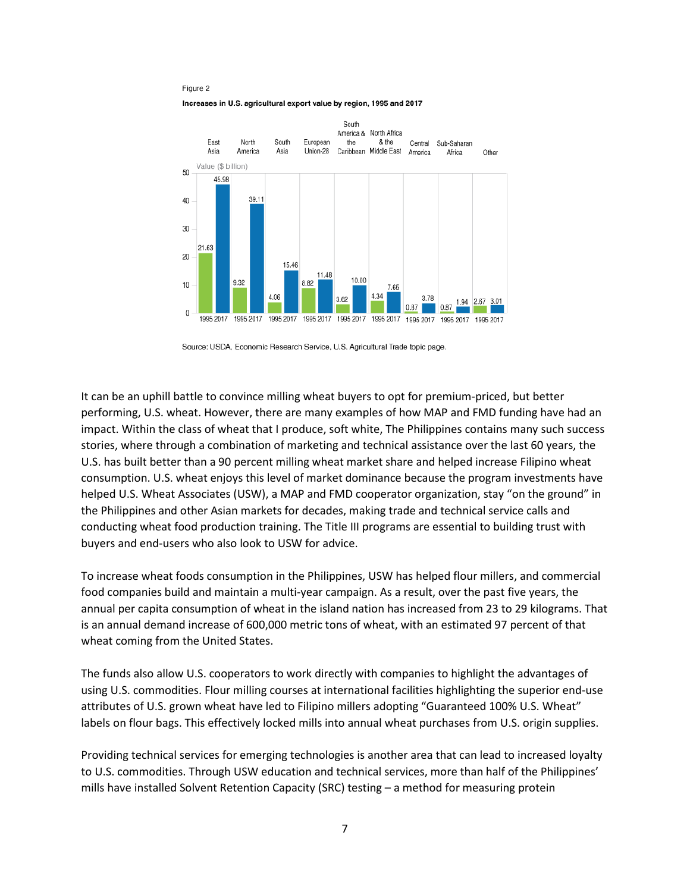Figure 2

**Increases in U.S. agricultural export value by region, 1995 and 2017**

Value ($ billion)

| Region | 1995 | 2017 |
|---|---|---|
| East Asia | 21.63 | 45.98 |
| North America | 9.32 | 39.11 |
| South Asia | 4.06 | 15.46 |
| European Union-28 | 8.82 | 11.48 |
| South America & the Caribbean | 3.62 | 10.00 |
| North Africa & the Middle East | 4.34 | 7.65 |
| Central America | 0.87 | 3.78 |
| Sub-Saharan Africa | 0.87 | 1.94 |
| Other | 2.67 | 3.01 |

Source: USDA, Economic Research Service, U.S. Agricultural Trade topic page.

It can be an uphill battle to convince milling wheat buyers to opt for premium-priced, but better performing, U.S. wheat. However, there are many examples of how MAP and FMD funding have had an impact. Within the class of wheat that I produce, soft white, The Philippines contains many such success stories, where through a combination of marketing and technical assistance over the last 60 years, the U.S. has built better than a 90 percent milling wheat market share and helped increase Filipino wheat consumption. U.S. wheat enjoys this level of market dominance because the program investments have helped U.S. Wheat Associates (USW), a MAP and FMD cooperator organization, stay "on the ground" in the Philippines and other Asian markets for decades, making trade and technical service calls and conducting wheat food production training. The Title III programs are essential to building trust with buyers and end-users who also look to USW for advice.

To increase wheat foods consumption in the Philippines, USW has helped flour millers, and commercial food companies build and maintain a multi-year campaign. As a result, over the past five years, the annual per capita consumption of wheat in the island nation has increased from 23 to 29 kilograms. That is an annual demand increase of 600,000 metric tons of wheat, with an estimated 97 percent of that wheat coming from the United States.

The funds also allow U.S. cooperators to work directly with companies to highlight the advantages of using U.S. commodities. Flour milling courses at international facilities highlighting the superior end-use attributes of U.S. grown wheat have led to Filipino millers adopting "Guaranteed 100% U.S. Wheat" labels on flour bags. This effectively locked mills into annual wheat purchases from U.S. origin supplies.

Providing technical services for emerging technologies is another area that can lead to increased loyalty to U.S. commodities. Through USW education and technical services, more than half of the Philippines' mills have installed Solvent Retention Capacity (SRC) testing – a method for measuring protein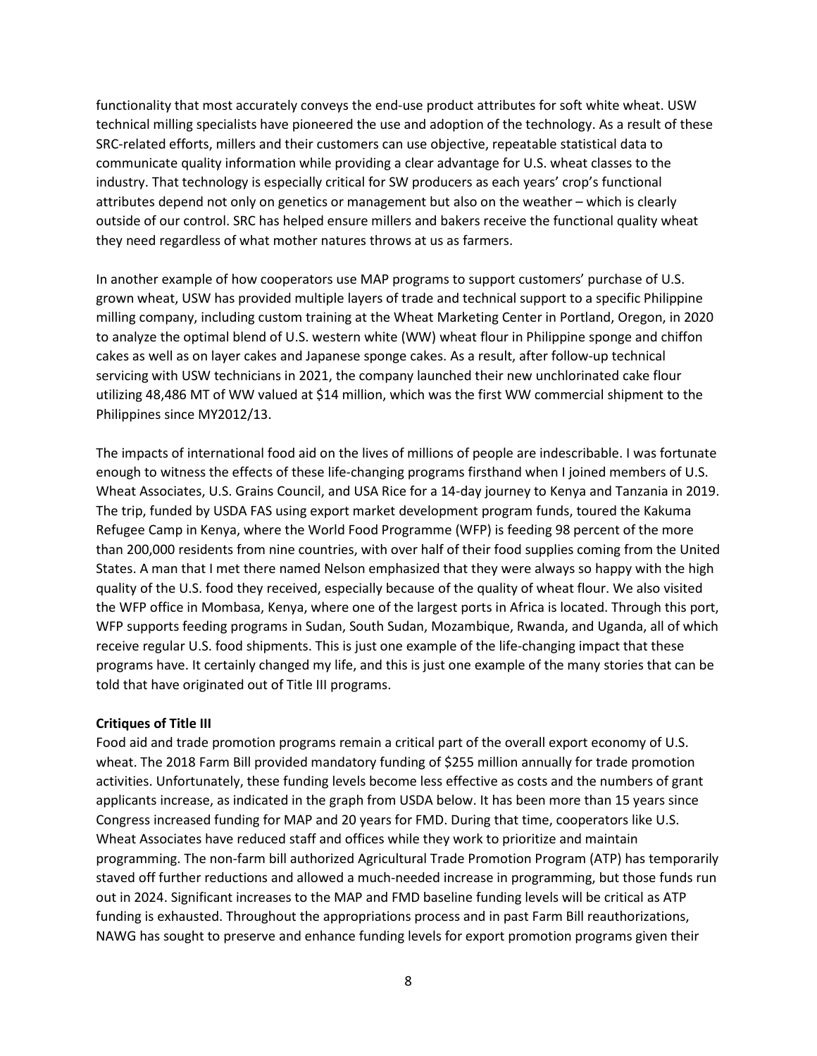functionality that most accurately conveys the end-use product attributes for soft white wheat. USW technical milling specialists have pioneered the use and adoption of the technology. As a result of these SRC-related efforts, millers and their customers can use objective, repeatable statistical data to communicate quality information while providing a clear advantage for U.S. wheat classes to the industry. That technology is especially critical for SW producers as each years' crop's functional attributes depend not only on genetics or management but also on the weather – which is clearly outside of our control. SRC has helped ensure millers and bakers receive the functional quality wheat they need regardless of what mother natures throws at us as farmers.

In another example of how cooperators use MAP programs to support customers' purchase of U.S. grown wheat, USW has provided multiple layers of trade and technical support to a specific Philippine milling company, including custom training at the Wheat Marketing Center in Portland, Oregon, in 2020 to analyze the optimal blend of U.S. western white (WW) wheat flour in Philippine sponge and chiffon cakes as well as on layer cakes and Japanese sponge cakes. As a result, after follow-up technical servicing with USW technicians in 2021, the company launched their new unchlorinated cake flour utilizing 48,486 MT of WW valued at $14 million, which was the first WW commercial shipment to the Philippines since MY2012/13.

The impacts of international food aid on the lives of millions of people are indescribable. I was fortunate enough to witness the effects of these life-changing programs firsthand when I joined members of U.S. Wheat Associates, U.S. Grains Council, and USA Rice for a 14-day journey to Kenya and Tanzania in 2019. The trip, funded by USDA FAS using export market development program funds, toured the Kakuma Refugee Camp in Kenya, where the World Food Programme (WFP) is feeding 98 percent of the more than 200,000 residents from nine countries, with over half of their food supplies coming from the United States. A man that I met there named Nelson emphasized that they were always so happy with the high quality of the U.S. food they received, especially because of the quality of wheat flour. We also visited the WFP office in Mombasa, Kenya, where one of the largest ports in Africa is located. Through this port, WFP supports feeding programs in Sudan, South Sudan, Mozambique, Rwanda, and Uganda, all of which receive regular U.S. food shipments. This is just one example of the life-changing impact that these programs have. It certainly changed my life, and this is just one example of the many stories that can be told that have originated out of Title III programs.

**Critiques of Title III**

Food aid and trade promotion programs remain a critical part of the overall export economy of U.S. wheat. The 2018 Farm Bill provided mandatory funding of $255 million annually for trade promotion activities. Unfortunately, these funding levels become less effective as costs and the numbers of grant applicants increase, as indicated in the graph from USDA below. It has been more than 15 years since Congress increased funding for MAP and 20 years for FMD. During that time, cooperators like U.S. Wheat Associates have reduced staff and offices while they work to prioritize and maintain programming. The non-farm bill authorized Agricultural Trade Promotion Program (ATP) has temporarily staved off further reductions and allowed a much-needed increase in programming, but those funds run out in 2024. Significant increases to the MAP and FMD baseline funding levels will be critical as ATP funding is exhausted. Throughout the appropriations process and in past Farm Bill reauthorizations, NAWG has sought to preserve and enhance funding levels for export promotion programs given their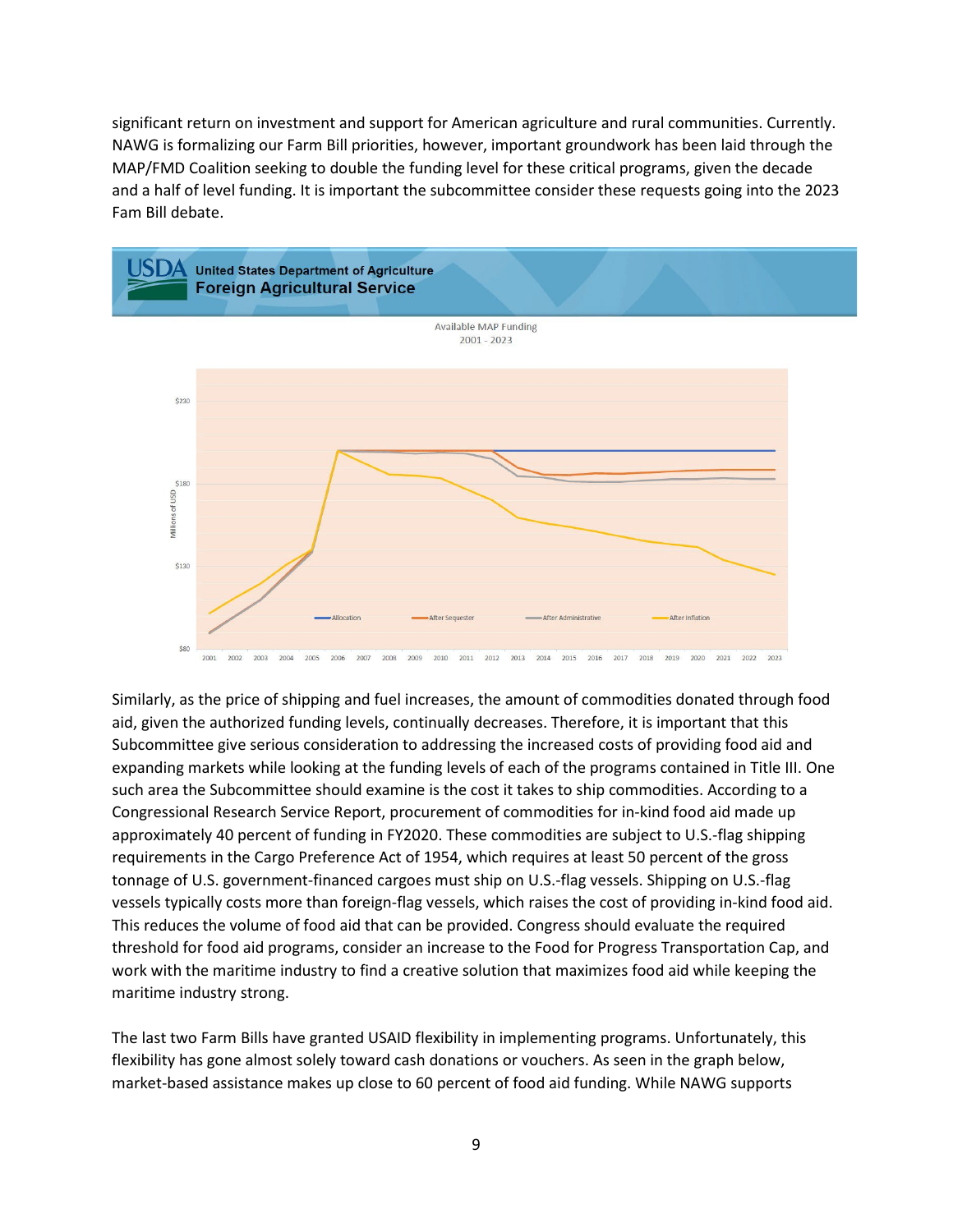significant return on investment and support for American agriculture and rural communities. Currently. NAWG is formalizing our Farm Bill priorities, however, important groundwork has been laid through the MAP/FMD Coalition seeking to double the funding level for these critical programs, given the decade and a half of level funding. It is important the subcommittee consider these requests going into the 2023 Fam Bill debate.

Similarly, as the price of shipping and fuel increases, the amount of commodities donated through food aid, given the authorized funding levels, continually decreases. Therefore, it is important that this Subcommittee give serious consideration to addressing the increased costs of providing food aid and expanding markets while looking at the funding levels of each of the programs contained in Title III. One such area the Subcommittee should examine is the cost it takes to ship commodities. According to a Congressional Research Service Report, procurement of commodities for in-kind food aid made up approximately 40 percent of funding in FY2020. These commodities are subject to U.S.-flag shipping requirements in the Cargo Preference Act of 1954, which requires at least 50 percent of the gross tonnage of U.S. government-financed cargoes must ship on U.S.-flag vessels. Shipping on U.S.-flag vessels typically costs more than foreign-flag vessels, which raises the cost of providing in-kind food aid. This reduces the volume of food aid that can be provided. Congress should evaluate the required threshold for food aid programs, consider an increase to the Food for Progress Transportation Cap, and work with the maritime industry to find a creative solution that maximizes food aid while keeping the maritime industry strong.

The last two Farm Bills have granted USAID flexibility in implementing programs. Unfortunately, this flexibility has gone almost solely toward cash donations or vouchers. As seen in the graph below, market-based assistance makes up close to 60 percent of food aid funding. While NAWG supports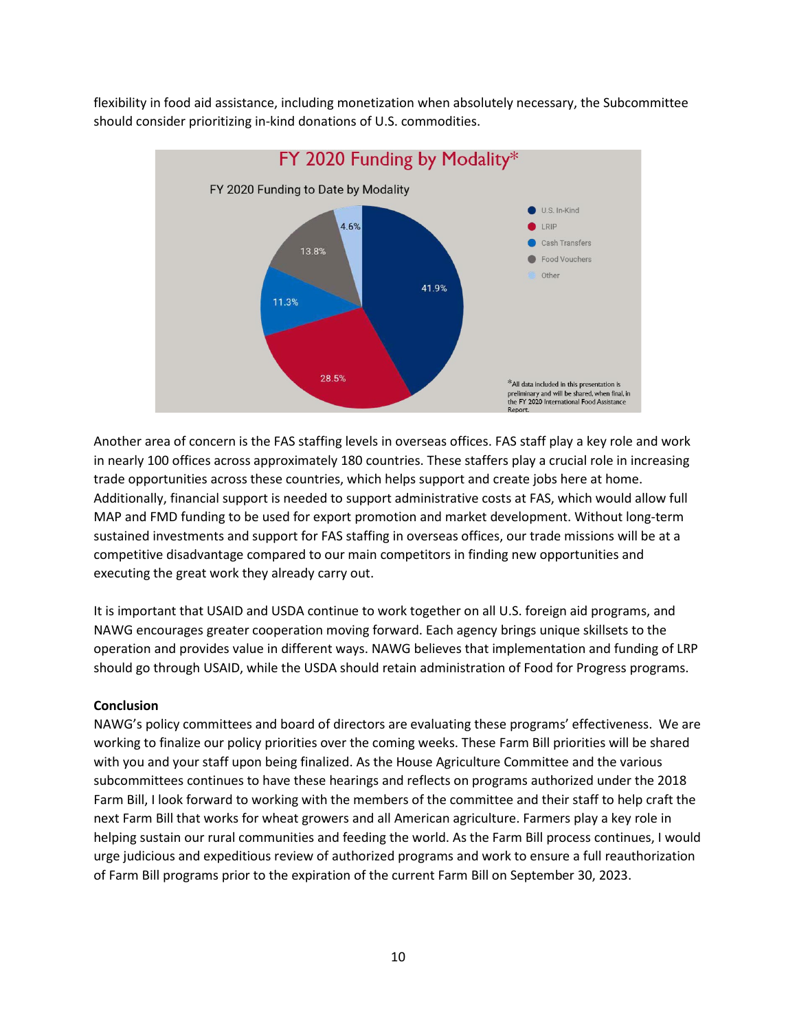flexibility in food aid assistance, including monetization when absolutely necessary, the Subcommittee should consider prioritizing in-kind donations of U.S. commodities.

FY 2020 Funding by Modality*

FY 2020 Funding to Date by Modality

| Modality | Share |
| --- | --- |
| U.S. In-Kind | 41.9% |
| LRIP | 28.5% |
| Cash Transfers | 11.3% |
| Food Vouchers | 13.8% |
| Other | 4.6% |

*All data included in this presentation is preliminary and will be shared, when final, in the FY 2020 International Food Assistance Report.

Another area of concern is the FAS staffing levels in overseas offices. FAS staff play a key role and work in nearly 100 offices across approximately 180 countries. These staffers play a crucial role in increasing trade opportunities across these countries, which helps support and create jobs here at home. Additionally, financial support is needed to support administrative costs at FAS, which would allow full MAP and FMD funding to be used for export promotion and market development. Without long-term sustained investments and support for FAS staffing in overseas offices, our trade missions will be at a competitive disadvantage compared to our main competitors in finding new opportunities and executing the great work they already carry out.

It is important that USAID and USDA continue to work together on all U.S. foreign aid programs, and NAWG encourages greater cooperation moving forward. Each agency brings unique skillsets to the operation and provides value in different ways. NAWG believes that implementation and funding of LRP should go through USAID, while the USDA should retain administration of Food for Progress programs.

**Conclusion**

NAWG's policy committees and board of directors are evaluating these programs' effectiveness. We are working to finalize our policy priorities over the coming weeks. These Farm Bill priorities will be shared with you and your staff upon being finalized. As the House Agriculture Committee and the various subcommittees continues to have these hearings and reflects on programs authorized under the 2018 Farm Bill, I look forward to working with the members of the committee and their staff to help craft the next Farm Bill that works for wheat growers and all American agriculture. Farmers play a key role in helping sustain our rural communities and feeding the world. As the Farm Bill process continues, I would urge judicious and expeditious review of authorized programs and work to ensure a full reauthorization of Farm Bill programs prior to the expiration of the current Farm Bill on September 30, 2023.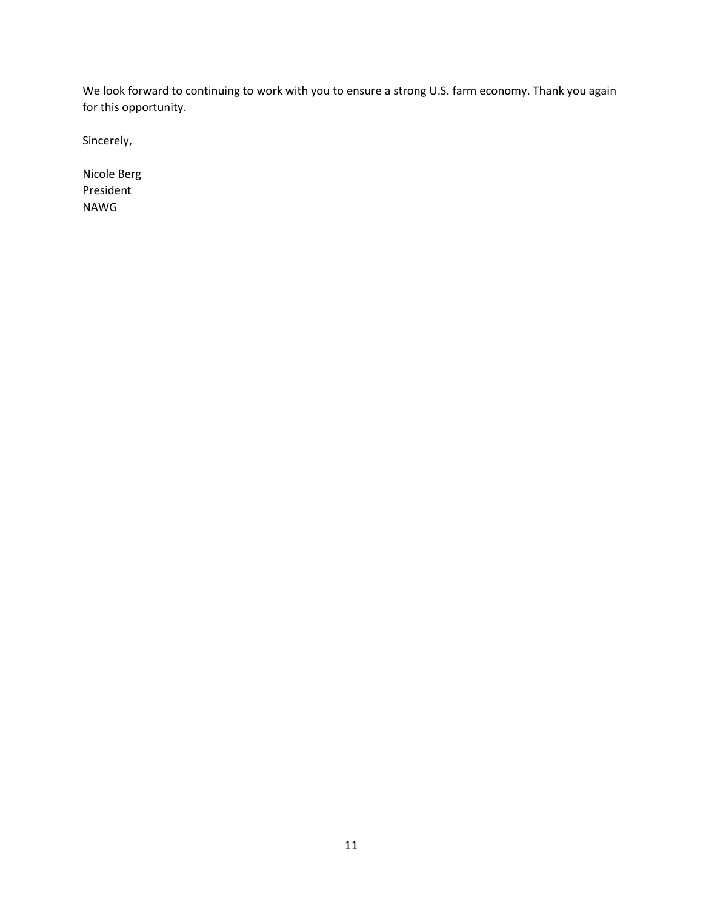We look forward to continuing to work with you to ensure a strong U.S. farm economy. Thank you again for this opportunity.

Sincerely,

Nicole Berg  
President  
NAWG